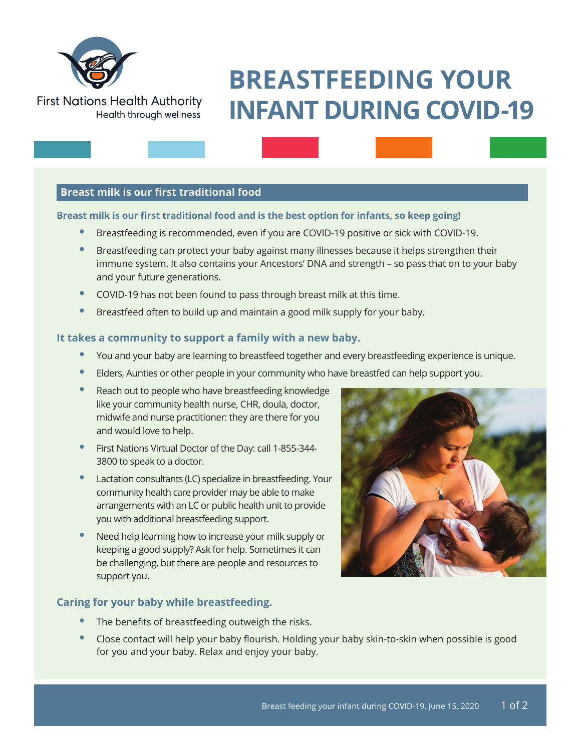First Nations Health Authority
Health through wellness

# BREASTFEEDING YOUR INFANT DURING COVID-19

## Breast milk is our first traditional food

**Breast milk is our first traditional food and is the best option for infants, so keep going!**

- Breastfeeding is recommended, even if you are COVID-19 positive or sick with COVID-19.
- Breastfeeding can protect your baby against many illnesses because it helps strengthen their immune system. It also contains your Ancestors' DNA and strength – so pass that on to your baby and your future generations.
- COVID-19 has not been found to pass through breast milk at this time.
- Breastfeed often to build up and maintain a good milk supply for your baby.

### It takes a community to support a family with a new baby.

- You and your baby are learning to breastfeed together and every breastfeeding experience is unique.
- Elders, Aunties or other people in your community who have breastfed can help support you.
- Reach out to people who have breastfeeding knowledge like your community health nurse, CHR, doula, doctor, midwife and nurse practitioner: they are there for you and would love to help.
- First Nations Virtual Doctor of the Day: call 1-855-344-3800 to speak to a doctor.
- Lactation consultants (LC) specialize in breastfeeding. Your community health care provider may be able to make arrangements with an LC or public health unit to provide you with additional breastfeeding support.
- Need help learning how to increase your milk supply or keeping a good supply? Ask for help. Sometimes it can be challenging, but there are people and resources to support you.

### Caring for your baby while breastfeeding.

- The benefits of breastfeeding outweigh the risks.
- Close contact will help your baby flourish. Holding your baby skin-to-skin when possible is good for you and your baby. Relax and enjoy your baby.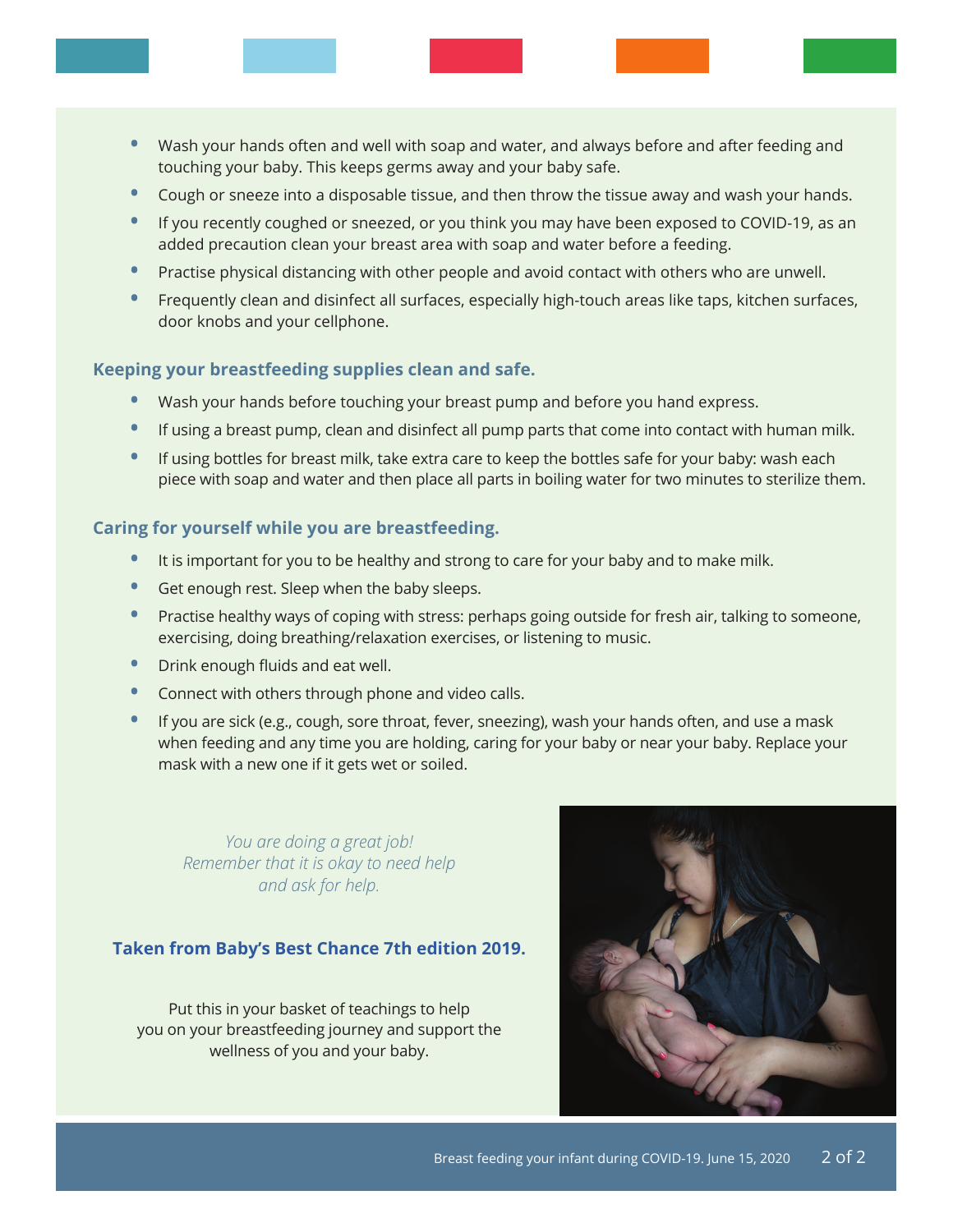- Wash your hands often and well with soap and water, and always before and after feeding and touching your baby. This keeps germs away and your baby safe.
- Cough or sneeze into a disposable tissue, and then throw the tissue away and wash your hands.
- If you recently coughed or sneezed, or you think you may have been exposed to COVID-19, as an added precaution clean your breast area with soap and water before a feeding.
- Practise physical distancing with other people and avoid contact with others who are unwell.
- Frequently clean and disinfect all surfaces, especially high-touch areas like taps, kitchen surfaces, door knobs and your cellphone.

### Keeping your breastfeeding supplies clean and safe.

- Wash your hands before touching your breast pump and before you hand express.
- If using a breast pump, clean and disinfect all pump parts that come into contact with human milk.
- If using bottles for breast milk, take extra care to keep the bottles safe for your baby: wash each piece with soap and water and then place all parts in boiling water for two minutes to sterilize them.

### Caring for yourself while you are breastfeeding.

- It is important for you to be healthy and strong to care for your baby and to make milk.
- Get enough rest. Sleep when the baby sleeps.
- Practise healthy ways of coping with stress: perhaps going outside for fresh air, talking to someone, exercising, doing breathing/relaxation exercises, or listening to music.
- Drink enough fluids and eat well.
- Connect with others through phone and video calls.
- If you are sick (e.g., cough, sore throat, fever, sneezing), wash your hands often, and use a mask when feeding and any time you are holding, caring for your baby or near your baby. Replace your mask with a new one if it gets wet or soiled.

*You are doing a great job!*
*Remember that it is okay to need help and ask for help.*

**Taken from Baby's Best Chance 7th edition 2019.**

Put this in your basket of teachings to help you on your breastfeeding journey and support the wellness of you and your baby.